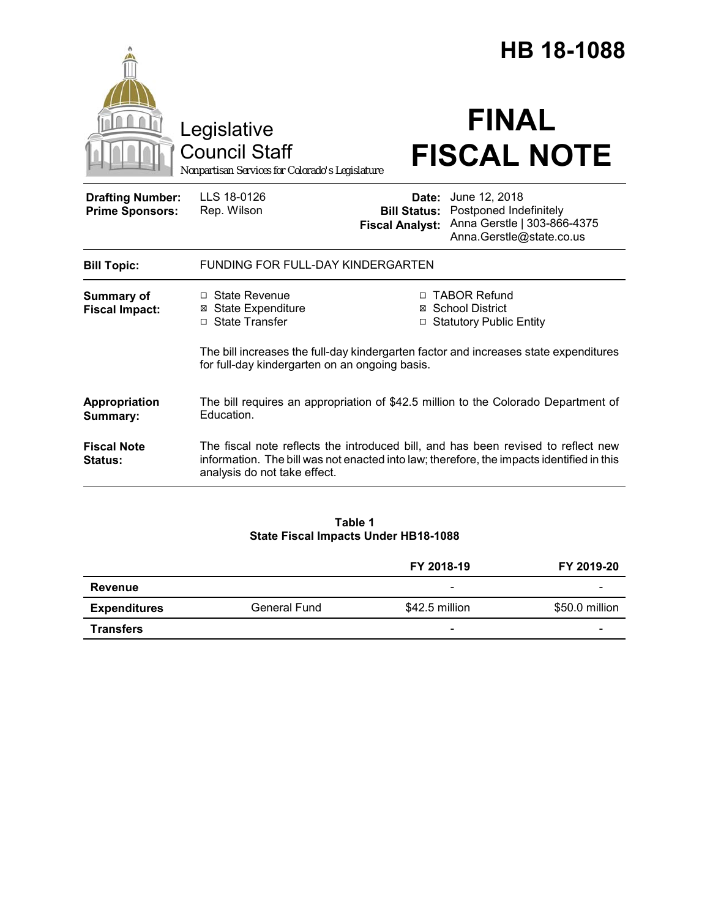# HB 18-1088

Legislative Council Staff

*Nonpartisan Services for Colorado's Legislature*

# FINAL FISCAL NOTE

| | | | |
|---|---|---|---|
| **Drafting Number:** | LLS 18-0126 | **Date:** | June 12, 2018 |
| **Prime Sponsors:** | Rep. Wilson | **Bill Status:** | Postponed Indefinitely |
| | | **Fiscal Analyst:** | Anna Gerstle \| 303-866-4375 Anna.Gerstle@state.co.us |

| | |
|---|---|
| **Bill Topic:** | FUNDING FOR FULL-DAY KINDERGARTEN |
| **Summary of Fiscal Impact:** | ☐ State Revenue ☒ State Expenditure ☐ State Transfer ☐ TABOR Refund ☒ School District ☐ Statutory Public Entity<br><br>The bill increases the full-day kindergarten factor and increases state expenditures for full-day kindergarten on an ongoing basis. |
| **Appropriation Summary:** | The bill requires an appropriation of $42.5 million to the Colorado Department of Education. |
| **Fiscal Note Status:** | The fiscal note reflects the introduced bill, and has been revised to reflect new information. The bill was not enacted into law; therefore, the impacts identified in this analysis do not take effect. |

**Table 1**
**State Fiscal Impacts Under HB18-1088**

| | | FY 2018-19 | FY 2019-20 |
|---|---|---|---|
| **Revenue** | | - | - |
| **Expenditures** | General Fund | $42.5 million | $50.0 million |
| **Transfers** | | - | - |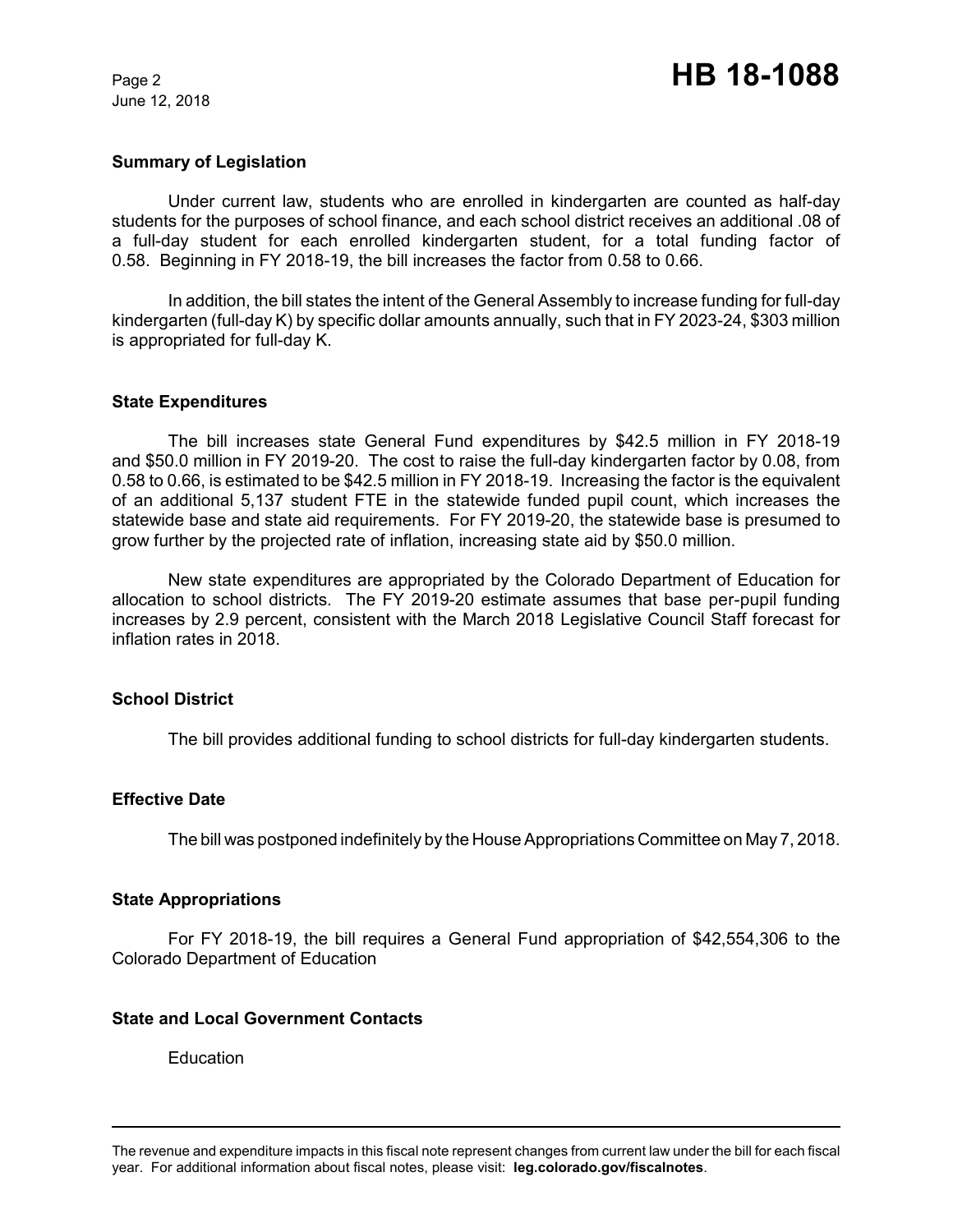## Summary of Legislation

Under current law, students who are enrolled in kindergarten are counted as half-day students for the purposes of school finance, and each school district receives an additional .08 of a full-day student for each enrolled kindergarten student, for a total funding factor of 0.58. Beginning in FY 2018-19, the bill increases the factor from 0.58 to 0.66.

In addition, the bill states the intent of the General Assembly to increase funding for full-day kindergarten (full-day K) by specific dollar amounts annually, such that in FY 2023-24, $303 million is appropriated for full-day K.

## State Expenditures

The bill increases state General Fund expenditures by $42.5 million in FY 2018-19 and $50.0 million in FY 2019-20. The cost to raise the full-day kindergarten factor by 0.08, from 0.58 to 0.66, is estimated to be $42.5 million in FY 2018-19. Increasing the factor is the equivalent of an additional 5,137 student FTE in the statewide funded pupil count, which increases the statewide base and state aid requirements. For FY 2019-20, the statewide base is presumed to grow further by the projected rate of inflation, increasing state aid by $50.0 million.

New state expenditures are appropriated by the Colorado Department of Education for allocation to school districts. The FY 2019-20 estimate assumes that base per-pupil funding increases by 2.9 percent, consistent with the March 2018 Legislative Council Staff forecast for inflation rates in 2018.

## School District

The bill provides additional funding to school districts for full-day kindergarten students.

## Effective Date

The bill was postponed indefinitely by the House Appropriations Committee on May 7, 2018.

## State Appropriations

For FY 2018-19, the bill requires a General Fund appropriation of $42,554,306 to the Colorado Department of Education

## State and Local Government Contacts

Education

---

The revenue and expenditure impacts in this fiscal note represent changes from current law under the bill for each fiscal year. For additional information about fiscal notes, please visit: **leg.colorado.gov/fiscalnotes**.